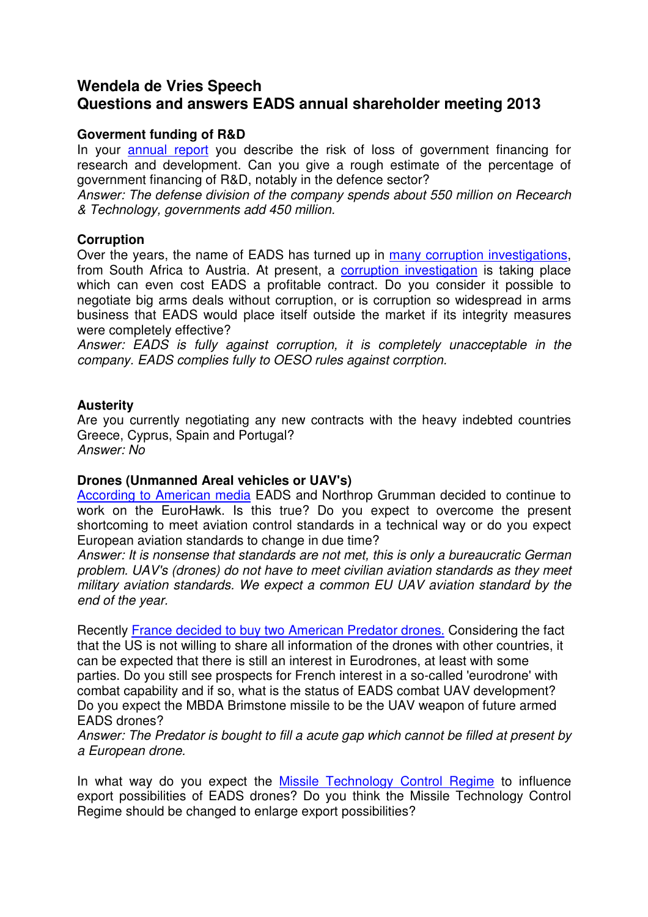# Wendela de Vries Speech
# Questions and answers EADS annual shareholder meeting 2013

**Goverment funding of R&D**

In your annual report you describe the risk of loss of government financing for research and development. Can you give a rough estimate of the percentage of government financing of R&D, notably in the defence sector?

*Answer: The defense division of the company spends about 550 million on Recearch & Technology, governments add 450 million.*

**Corruption**

Over the years, the name of EADS has turned up in many corruption investigations, from South Africa to Austria. At present, a corruption investigation is taking place which can even cost EADS a profitable contract. Do you consider it possible to negotiate big arms deals without corruption, or is corruption so widespread in arms business that EADS would place itself outside the market if its integrity measures were completely effective?

*Answer: EADS is fully against corruption, it is completely unacceptable in the company. EADS complies fully to OESO rules against corrption.*

**Austerity**

Are you currently negotiating any new contracts with the heavy indebted countries Greece, Cyprus, Spain and Portugal?

*Answer: No*

**Drones (Unmanned Areal vehicles or UAV's)**

According to American media EADS and Northrop Grumman decided to continue to work on the EuroHawk. Is this true? Do you expect to overcome the present shortcoming to meet aviation control standards in a technical way or do you expect European aviation standards to change in due time?

*Answer: It is nonsense that standards are not met, this is only a bureaucratic German problem. UAV's (drones) do not have to meet civilian aviation standards as they meet military aviation standards. We expect a common EU UAV aviation standard by the end of the year.*

Recently France decided to buy two American Predator drones. Considering the fact that the US is not willing to share all information of the drones with other countries, it can be expected that there is still an interest in Eurodrones, at least with some parties. Do you still see prospects for French interest in a so-called 'eurodrone' with combat capability and if so, what is the status of EADS combat UAV development? Do you expect the MBDA Brimstone missile to be the UAV weapon of future armed EADS drones?

*Answer: The Predator is bought to fill a acute gap which cannot be filled at present by a European drone.*

In what way do you expect the Missile Technology Control Regime to influence export possibilities of EADS drones? Do you think the Missile Technology Control Regime should be changed to enlarge export possibilities?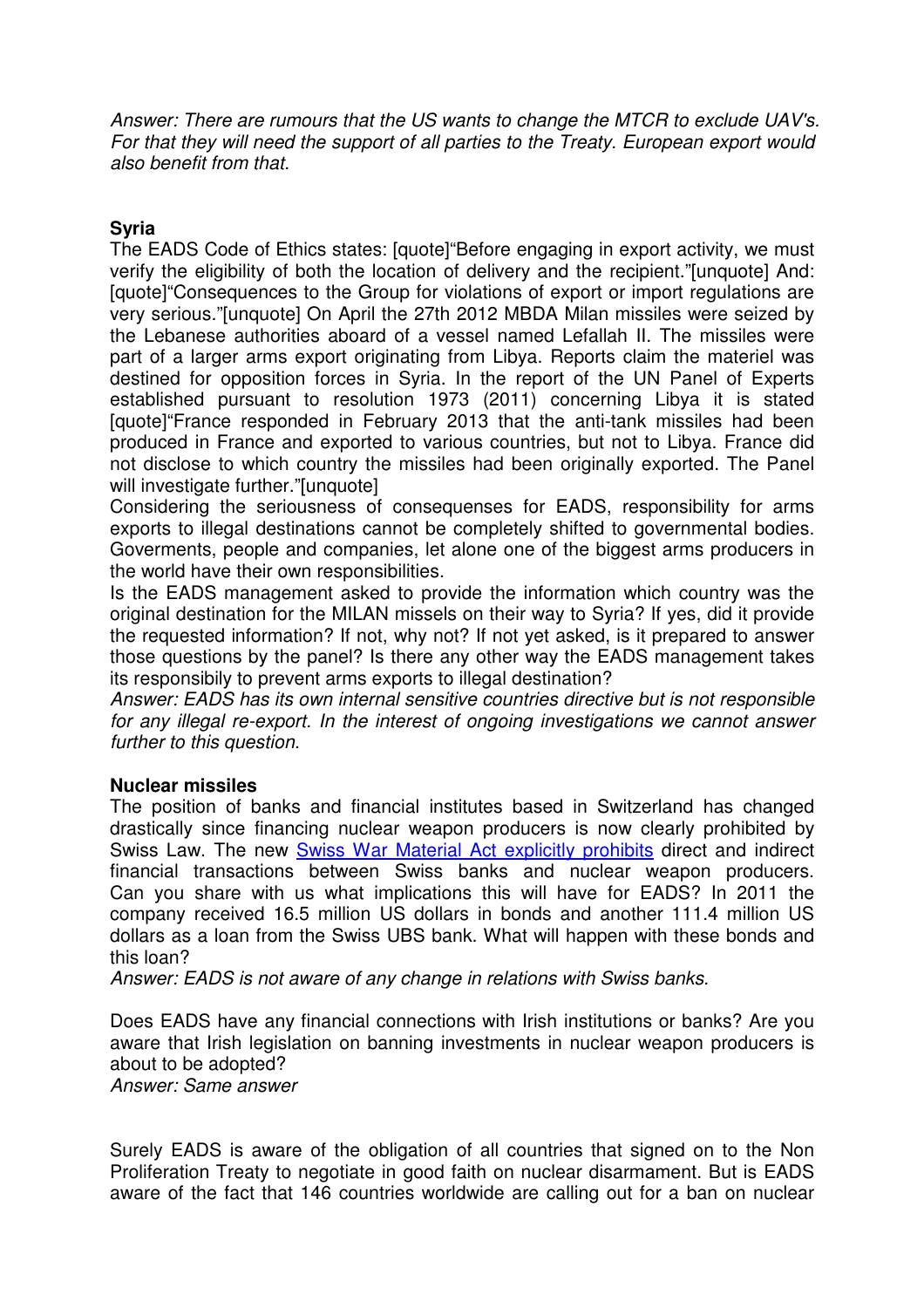*Answer: There are rumours that the US wants to change the MTCR to exclude UAV's. For that they will need the support of all parties to the Treaty. European export would also benefit from that.*

**Syria**

The EADS Code of Ethics states: [quote]"Before engaging in export activity, we must verify the eligibility of both the location of delivery and the recipient."[unquote] And: [quote]"Consequences to the Group for violations of export or import regulations are very serious."[unquote] On April the 27th 2012 MBDA Milan missiles were seized by the Lebanese authorities aboard of a vessel named Lefallah II. The missiles were part of a larger arms export originating from Libya. Reports claim the materiel was destined for opposition forces in Syria. In the report of the UN Panel of Experts established pursuant to resolution 1973 (2011) concerning Libya it is stated [quote]"France responded in February 2013 that the anti-tank missiles had been produced in France and exported to various countries, but not to Libya. France did not disclose to which country the missiles had been originally exported. The Panel will investigate further."[unquote]

Considering the seriousness of consequenses for EADS, responsibility for arms exports to illegal destinations cannot be completely shifted to governmental bodies. Goverments, people and companies, let alone one of the biggest arms producers in the world have their own responsibilities.

Is the EADS management asked to provide the information which country was the original destination for the MILAN missels on their way to Syria? If yes, did it provide the requested information? If not, why not? If not yet asked, is it prepared to answer those questions by the panel? Is there any other way the EADS management takes its responsibily to prevent arms exports to illegal destination?

*Answer: EADS has its own internal sensitive countries directive but is not responsible for any illegal re-export. In the interest of ongoing investigations we cannot answer further to this question.*

**Nuclear missiles**

The position of banks and financial institutes based in Switzerland has changed drastically since financing nuclear weapon producers is now clearly prohibited by Swiss Law. The new Swiss War Material Act explicitly prohibits direct and indirect financial transactions between Swiss banks and nuclear weapon producers. Can you share with us what implications this will have for EADS? In 2011 the company received 16.5 million US dollars in bonds and another 111.4 million US dollars as a loan from the Swiss UBS bank. What will happen with these bonds and this loan?

*Answer: EADS is not aware of any change in relations with Swiss banks.*

Does EADS have any financial connections with Irish institutions or banks? Are you aware that Irish legislation on banning investments in nuclear weapon producers is about to be adopted?

*Answer: Same answer*

Surely EADS is aware of the obligation of all countries that signed on to the Non Proliferation Treaty to negotiate in good faith on nuclear disarmament. But is EADS aware of the fact that 146 countries worldwide are calling out for a ban on nuclear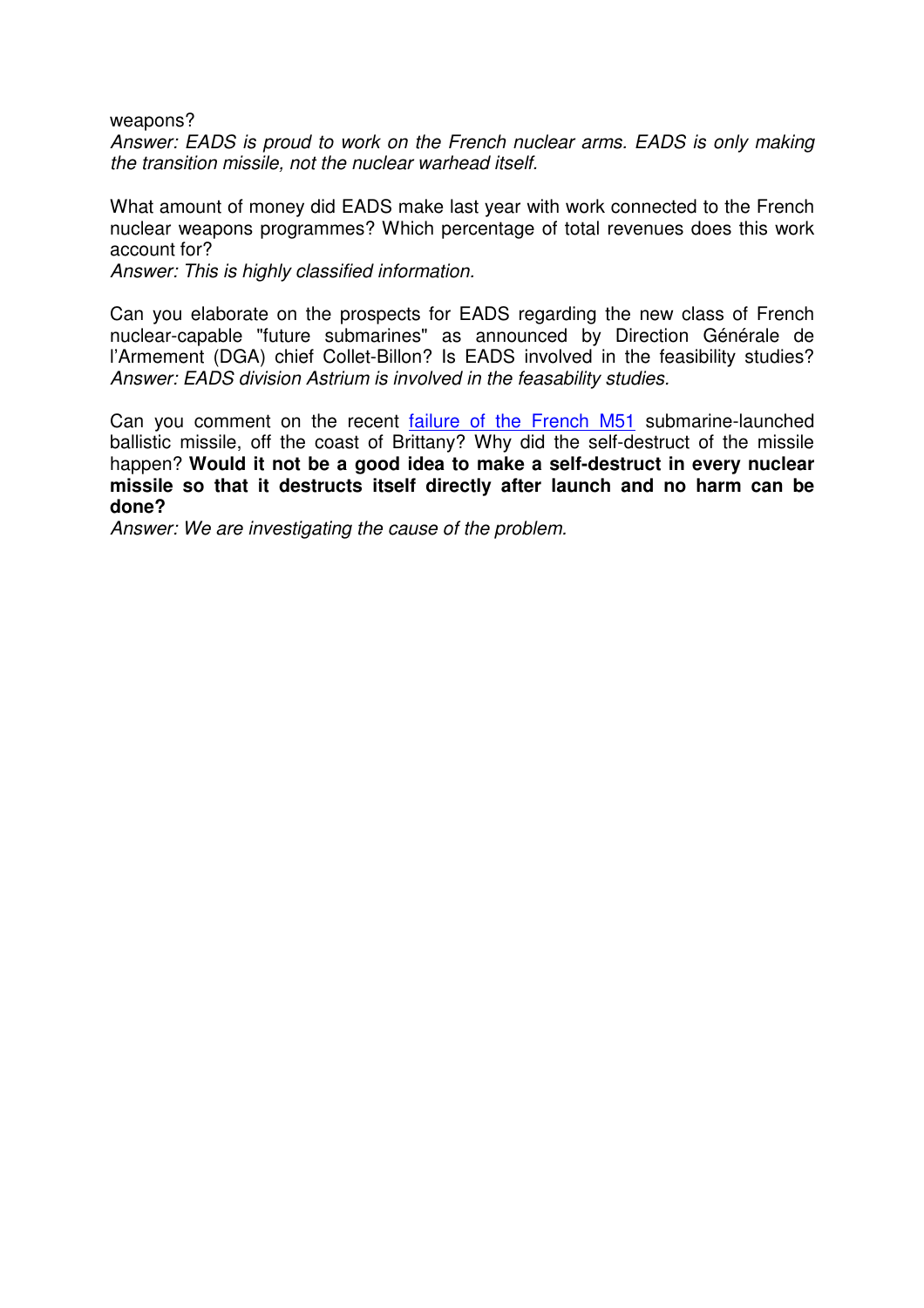weapons?

*Answer: EADS is proud to work on the French nuclear arms. EADS is only making the transition missile, not the nuclear warhead itself.*

What amount of money did EADS make last year with work connected to the French nuclear weapons programmes? Which percentage of total revenues does this work account for?

*Answer: This is highly classified information.*

Can you elaborate on the prospects for EADS regarding the new class of French nuclear-capable "future submarines" as announced by Direction Générale de l'Armement (DGA) chief Collet-Billon? Is EADS involved in the feasibility studies?

*Answer: EADS division Astrium is involved in the feasability studies.*

Can you comment on the recent failure of the French M51 submarine-launched ballistic missile, off the coast of Brittany? Why did the self-destruct of the missile happen? **Would it not be a good idea to make a self-destruct in every nuclear missile so that it destructs itself directly after launch and no harm can be done?**

*Answer: We are investigating the cause of the problem.*